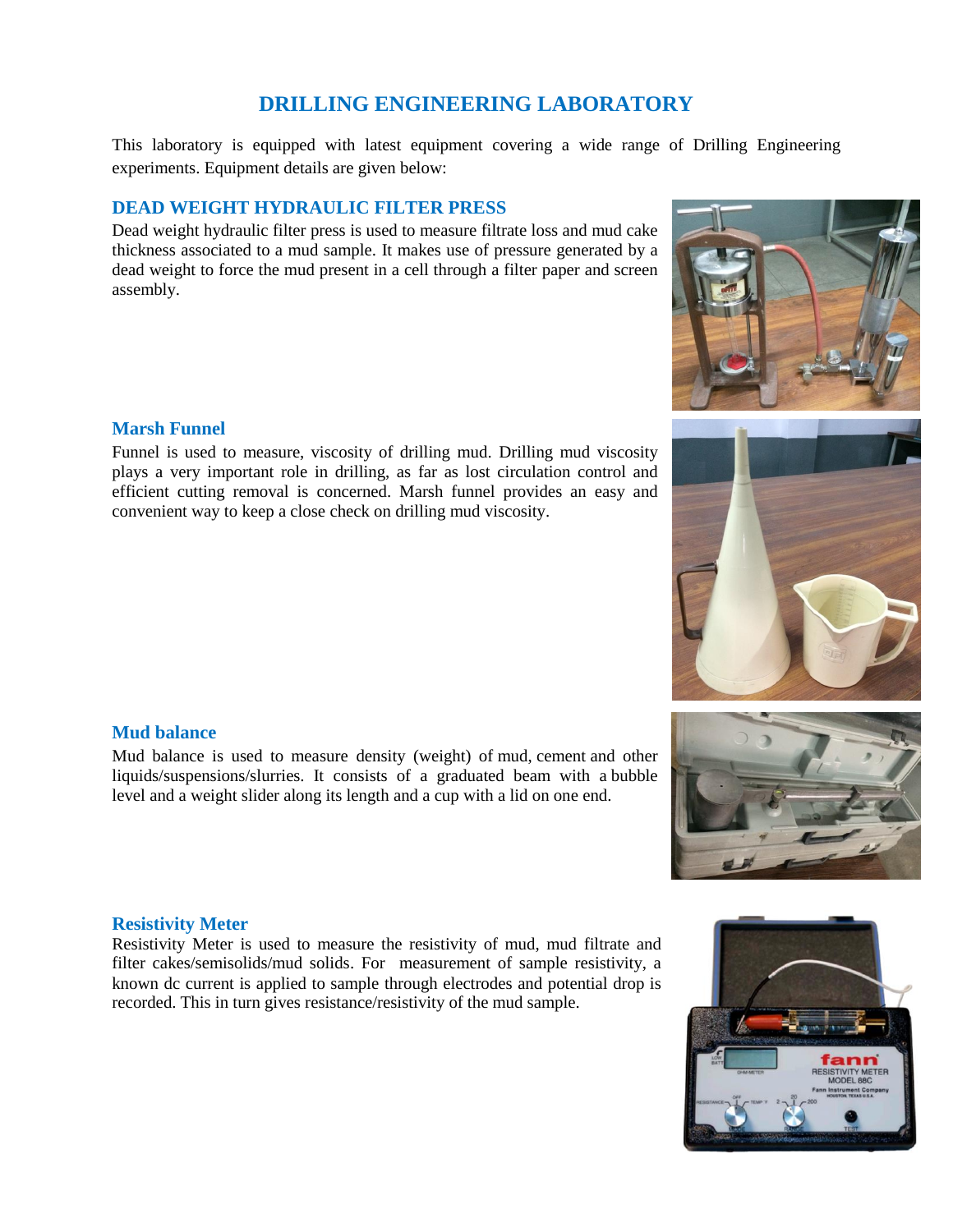# DRILLING ENGINEERING LABORATORY

This laboratory is equipped with latest equipment covering a wide range of Drilling Engineering experiments. Equipment details are given below:

## DEAD WEIGHT HYDRAULIC FILTER PRESS

Dead weight hydraulic filter press is used to measure filtrate loss and mud cake thickness associated to a mud sample. It makes use of pressure generated by a dead weight to force the mud present in a cell through a filter paper and screen assembly.

## Marsh Funnel

Funnel is used to measure, viscosity of drilling mud. Drilling mud viscosity plays a very important role in drilling, as far as lost circulation control and efficient cutting removal is concerned. Marsh funnel provides an easy and convenient way to keep a close check on drilling mud viscosity.

## Mud balance

Mud balance is used to measure density (weight) of mud, cement and other liquids/suspensions/slurries. It consists of a graduated beam with a bubble level and a weight slider along its length and a cup with a lid on one end.

## Resistivity Meter

Resistivity Meter is used to measure the resistivity of mud, mud filtrate and filter cakes/semisolids/mud solids. For measurement of sample resistivity, a known dc current is applied to sample through electrodes and potential drop is recorded. This in turn gives resistance/resistivity of the mud sample.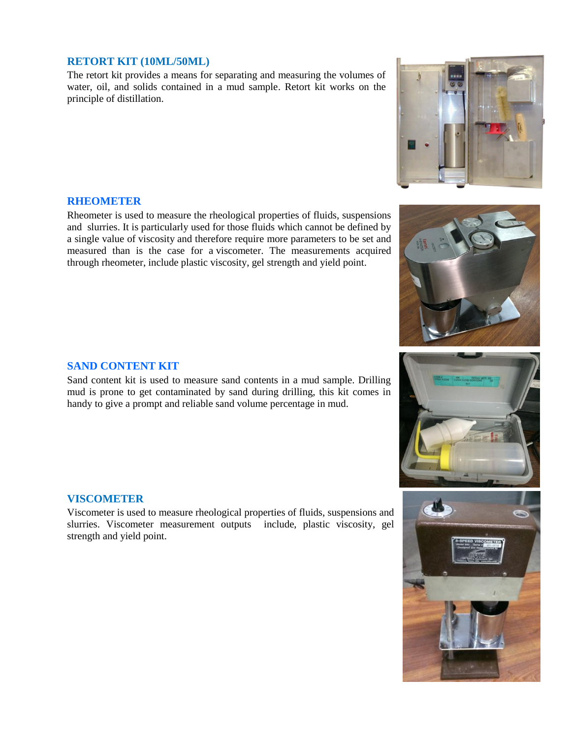## RETORT KIT (10ML/50ML)

The retort kit provides a means for separating and measuring the volumes of water, oil, and solids contained in a mud sample. Retort kit works on the principle of distillation.

## RHEOMETER

Rheometer is used to measure the rheological properties of fluids, suspensions and slurries. It is particularly used for those fluids which cannot be defined by a single value of viscosity and therefore require more parameters to be set and measured than is the case for a viscometer. The measurements acquired through rheometer, include plastic viscosity, gel strength and yield point.

## SAND CONTENT KIT

Sand content kit is used to measure sand contents in a mud sample. Drilling mud is prone to get contaminated by sand during drilling, this kit comes in handy to give a prompt and reliable sand volume percentage in mud.

## VISCOMETER

Viscometer is used to measure rheological properties of fluids, suspensions and slurries. Viscometer measurement outputs include, plastic viscosity, gel strength and yield point.